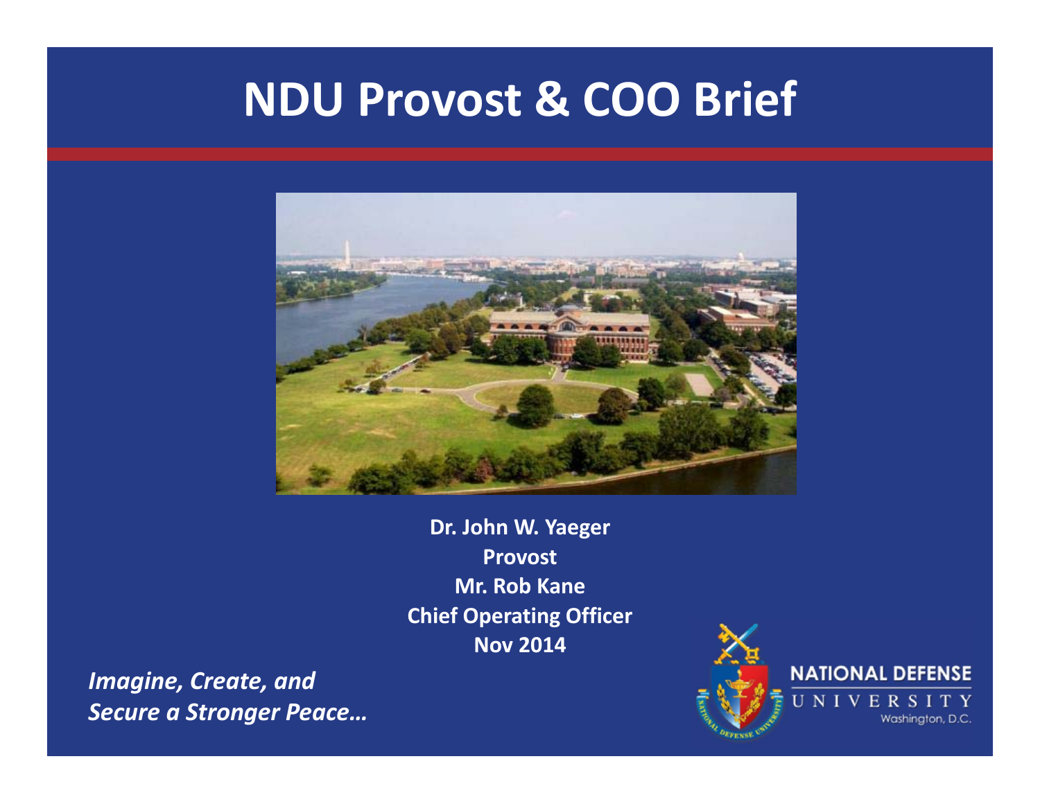# NDU Provost & COO Brief

**Dr. John W. Yaeger**
**Provost**
**Mr. Rob Kane**
**Chief Operating Officer**
**Nov 2014**

***Imagine, Create, and Secure a Stronger Peace…***

NATIONAL DEFENSE UNIVERSITY
Washington, D.C.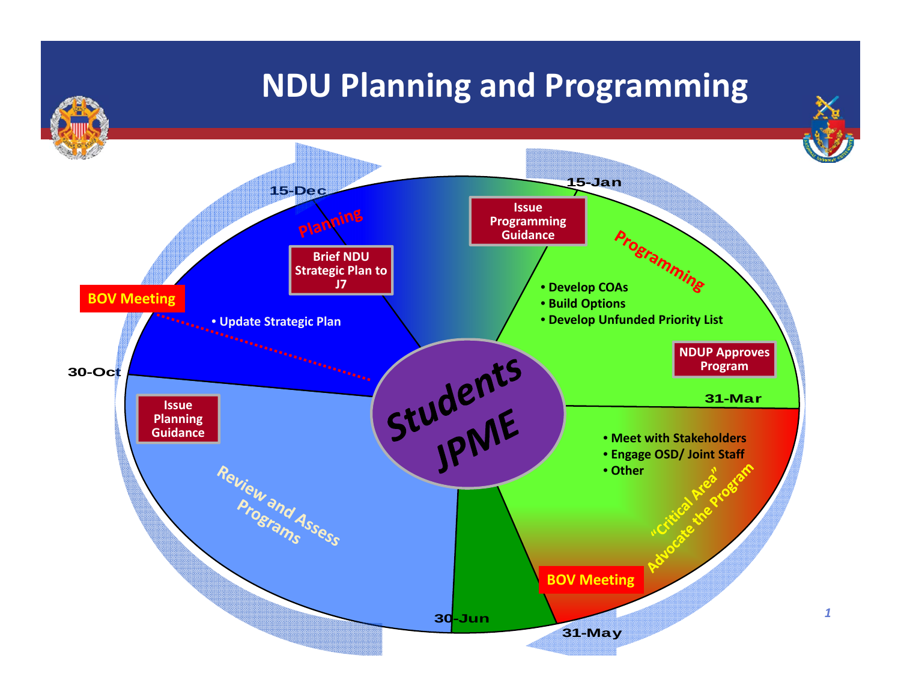# NDU Planning and Programming

15-Dec

15-Jan

30-Oct

31-Mar

30-Jun

31-May

**Planning**

Brief NDU Strategic Plan to J7

BOV Meeting

- Update Strategic Plan

Issue Programming Guidance

**Programming**

- Develop COAs
- Build Options
- Develop Unfunded Priority List

NDUP Approves Program

Students JPME

Issue Planning Guidance

Review and Assess Programs

- Meet with Stakeholders
- Engage OSD/ Joint Staff
- Other

"Critical Area" Advocate the Program

BOV Meeting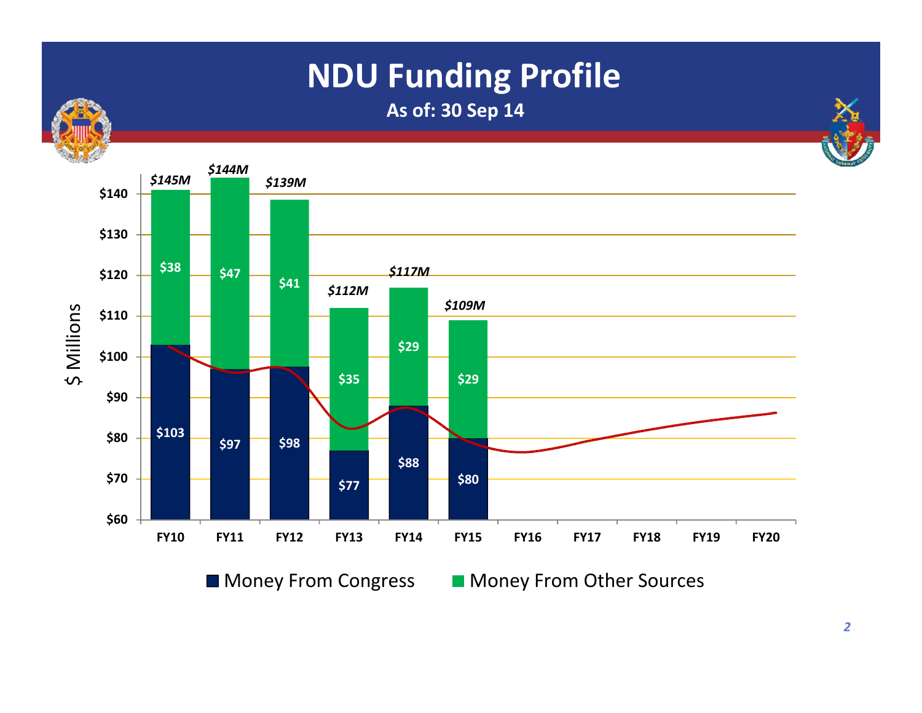# NDU Funding Profile

**As of: 30 Sep 14**

| | FY10 | FY11 | FY12 | FY13 | FY14 | FY15 | FY16 | FY17 | FY18 | FY19 | FY20 |
|---|---|---|---|---|---|---|---|---|---|---|---|
| Money From Congress | $103 | $97 | $98 | $77 | $88 | $80 | | | | | |
| Money From Other Sources | $38 | $47 | $41 | $35 | $29 | $29 | | | | | |
| Total | *$145M* | *$144M* | *$139M* | *$112M* | *$117M* | *$109M* | | | | | |

$ Millions

■ Money From Congress ■ Money From Other Sources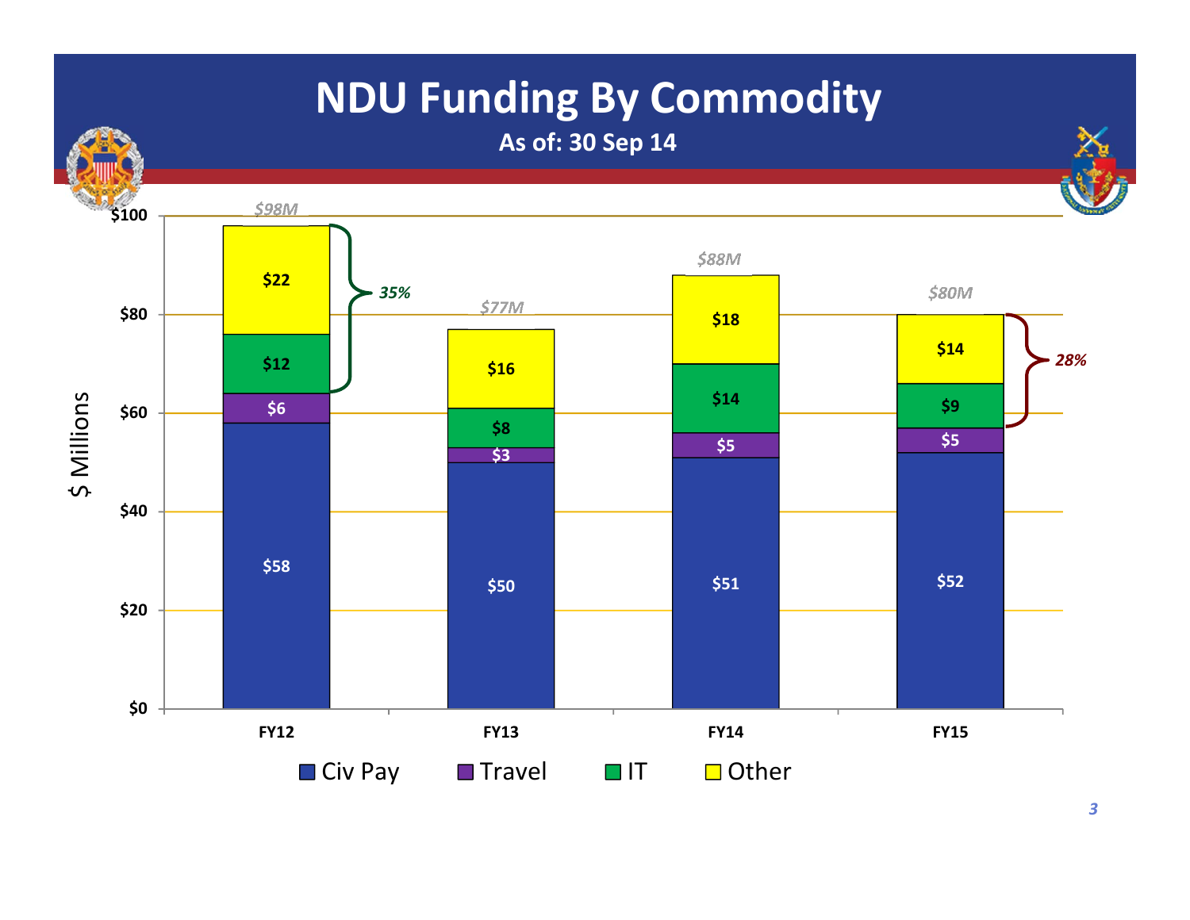# NDU Funding By Commodity

**As of: 30 Sep 14**

| $ Millions | FY12 | FY13 | FY14 | FY15 |
|---|---|---|---|---|
| Civ Pay | $58 | $50 | $51 | $52 |
| Travel | $6 | $3 | $5 | $5 |
| IT | $12 | $8 | $14 | $9 |
| Other | $22 | $16 | $18 | $14 |
| Total | $98M | $77M | $88M | $80M |

FY12: IT + Other = 35%

FY15: IT + Other = 28%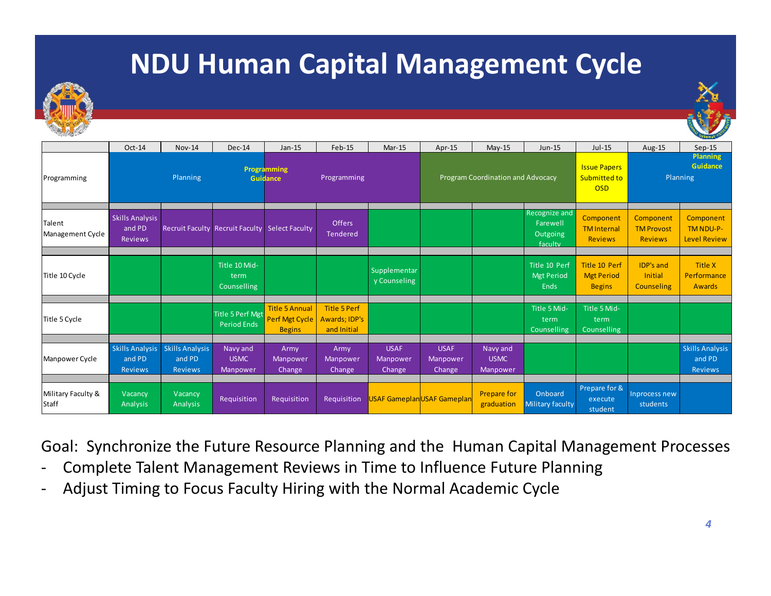# NDU Human Capital Management Cycle

| | Oct-14 | Nov-14 | Dec-14 | Jan-15 | Feb-15 | Mar-15 | Apr-15 | May-15 | Jun-15 | Jul-15 | Aug-15 | Sep-15 |
|---|---|---|---|---|---|---|---|---|---|---|---|---|
| Programming | | Planning | Programming Guidance | | Programming | | | Program Coordination and Advocacy | | Issue Papers Submitted to OSD | Planning | Planning Guidance |
| Talent Management Cycle | Skills Analysis and PD Reviews | Recruit Faculty | Recruit Faculty | Select Faculty | Offers Tendered | | | | Recognize and Farewell Outgoing faculty | Component TM Internal Reviews | Component TM Provost Reviews | Component TM NDU-P-Level Review |
| Title 10 Cycle | | | Title 10 Mid-term Counselling | | | Supplementary Counseling | | | Title 10 Perf Mgt Period Ends | Title 10 Perf Mgt Period Begins | IDP's and Initial Counseling | Title X Performance Awards |
| Title 5 Cycle | | | Title 5 Perf Mgt Period Ends | Title 5 Annual Perf Mgt Cycle Begins | Title 5 Perf Awards; IDP's and Initial | | | | Title 5 Mid-term Counselling | Title 5 Mid-term Counselling | | |
| Manpower Cycle | Skills Analysis and PD Reviews | Skills Analysis and PD Reviews | Navy and USMC Manpower | Army Manpower Change | Army Manpower Change | USAF Manpower Change | USAF Manpower Change | Navy and USMC Manpower | | | | Skills Analysis and PD Reviews |
| Military Faculty & Staff | Vacancy Analysis | Vacancy Analysis | Requisition | Requisition | Requisition | USAF Gameplan | USAF Gameplan | Prepare for graduation | Onboard Military faculty | Prepare for & execute student | Inprocess new students | |

Goal: Synchronize the Future Resource Planning and the Human Capital Management Processes

- Complete Talent Management Reviews in Time to Influence Future Planning
- Adjust Timing to Focus Faculty Hiring with the Normal Academic Cycle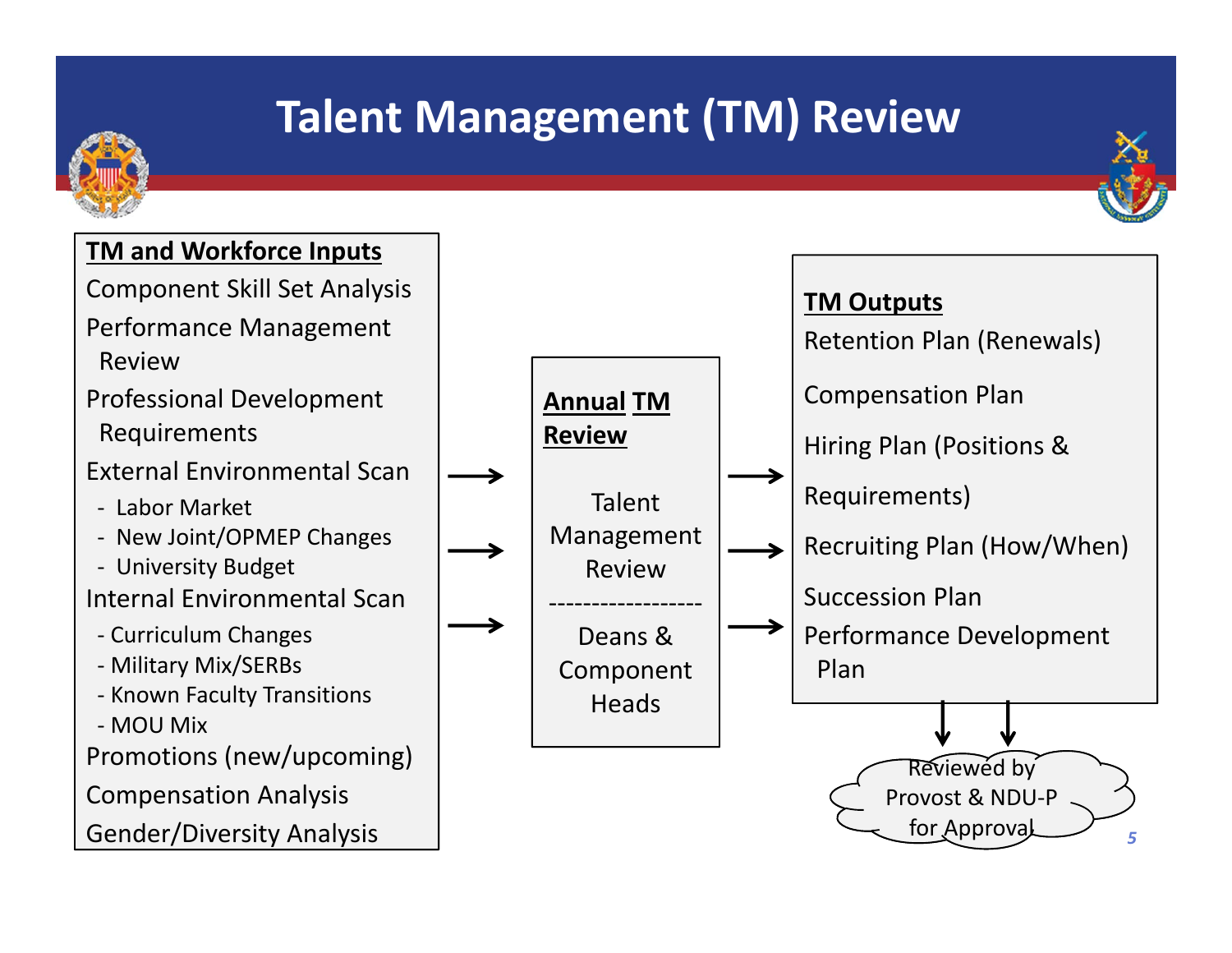# Talent Management (TM) Review

**TM and Workforce Inputs**

- Component Skill Set Analysis
- Performance Management Review
- Professional Development Requirements
- External Environmental Scan
  - Labor Market
  - New Joint/OPMEP Changes
  - University Budget
- Internal Environmental Scan
  - Curriculum Changes
  - Military Mix/SERBs
  - Known Faculty Transitions
  - MOU Mix
- Promotions (new/upcoming)
- Compensation Analysis
- Gender/Diversity Analysis

→

**Annual TM Review**

Talent Management Review

------------------

Deans & Component Heads

→

**TM Outputs**

- Retention Plan (Renewals)
- Compensation Plan
- Hiring Plan (Positions & Requirements)
- Recruiting Plan (How/When)
- Succession Plan
- Performance Development Plan

↓

Reviewed by Provost & NDU-P for Approval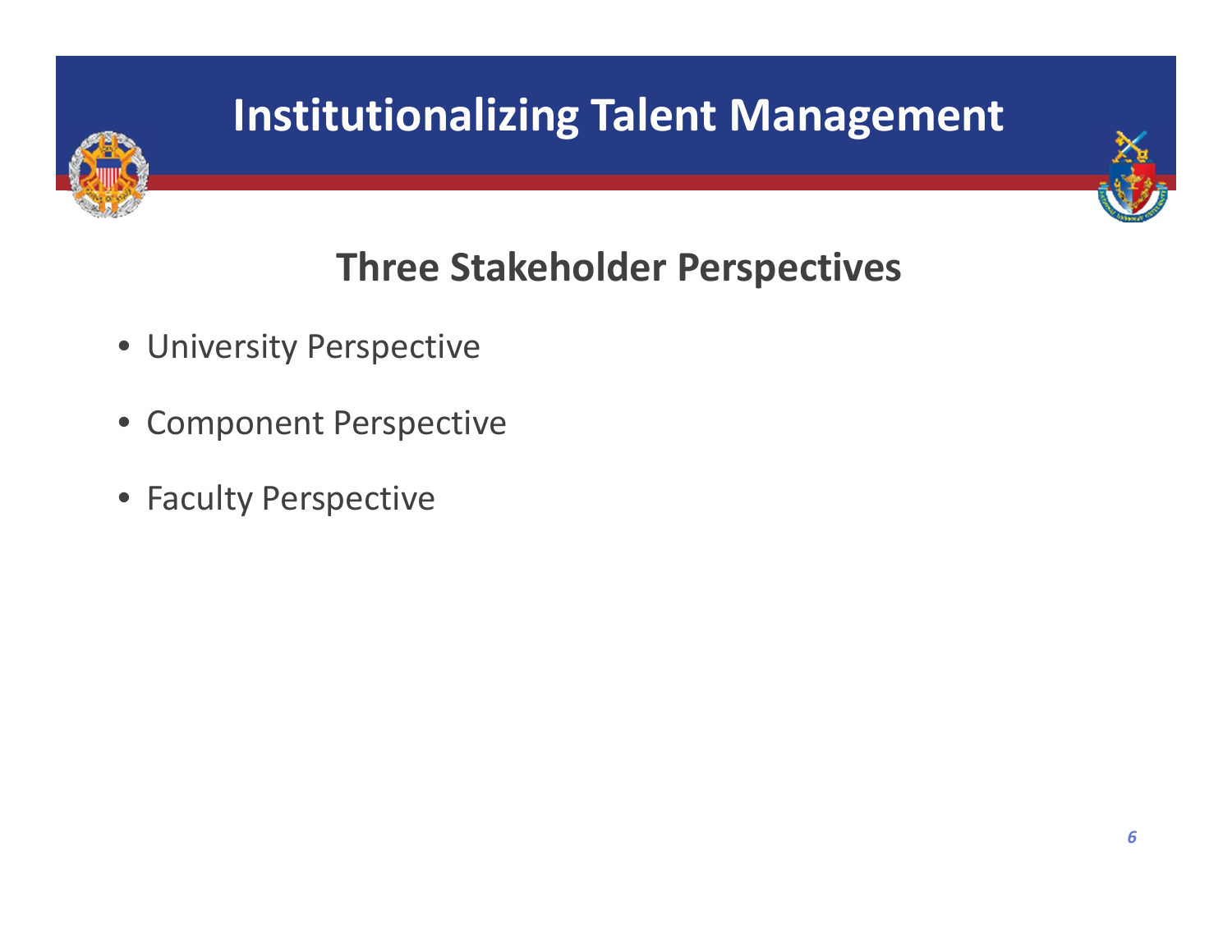# Institutionalizing Talent Management

## Three Stakeholder Perspectives

- University Perspective
- Component Perspective
- Faculty Perspective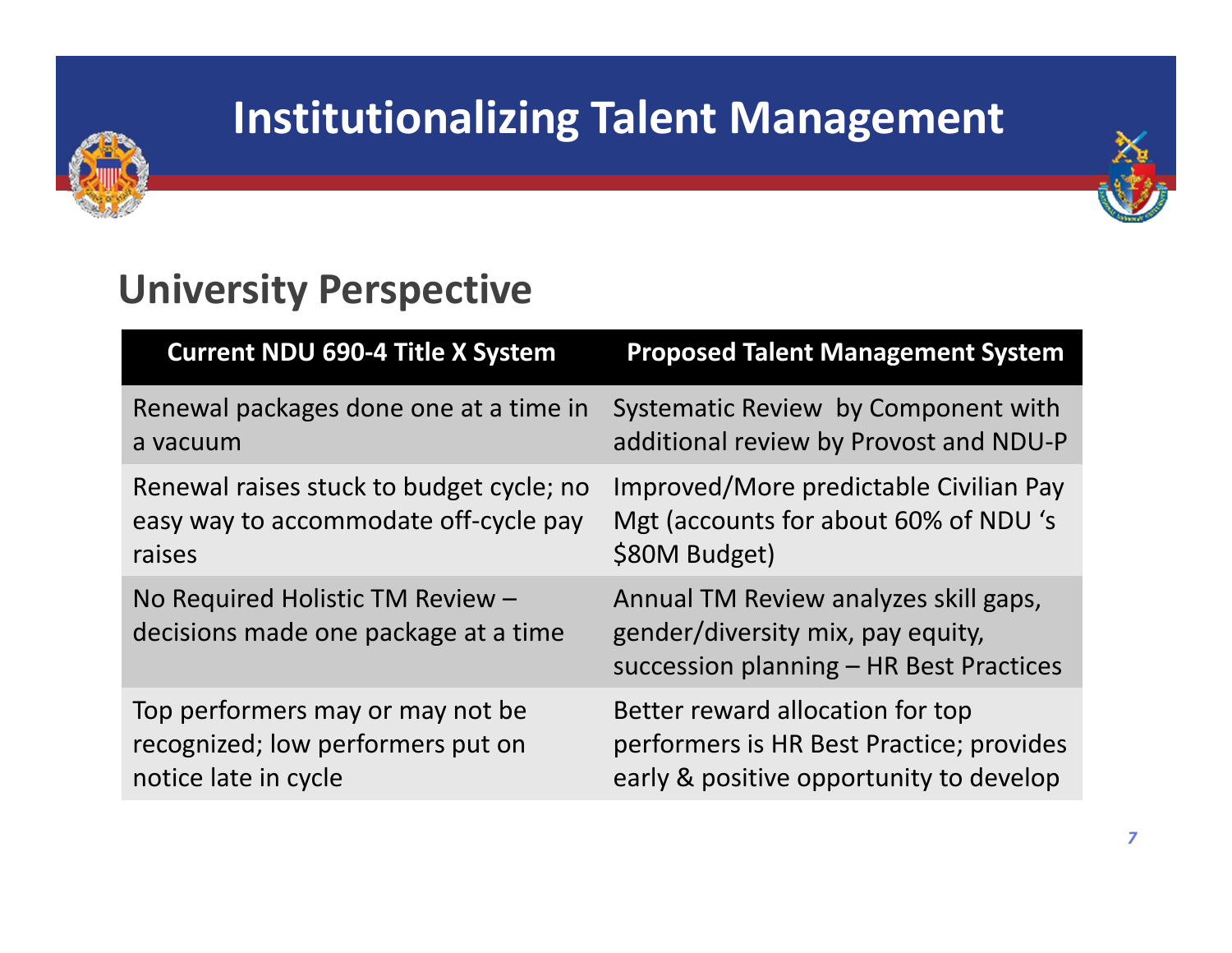# Institutionalizing Talent Management

## University Perspective

| Current NDU 690-4 Title X System | Proposed Talent Management System |
|---|---|
| Renewal packages done one at a time in a vacuum | Systematic Review by Component with additional review by Provost and NDU-P |
| Renewal raises stuck to budget cycle; no easy way to accommodate off-cycle pay raises | Improved/More predictable Civilian Pay Mgt (accounts for about 60% of NDU 's $80M Budget) |
| No Required Holistic TM Review – decisions made one package at a time | Annual TM Review analyzes skill gaps, gender/diversity mix, pay equity, succession planning – HR Best Practices |
| Top performers may or may not be recognized; low performers put on notice late in cycle | Better reward allocation for top performers is HR Best Practice; provides early & positive opportunity to develop |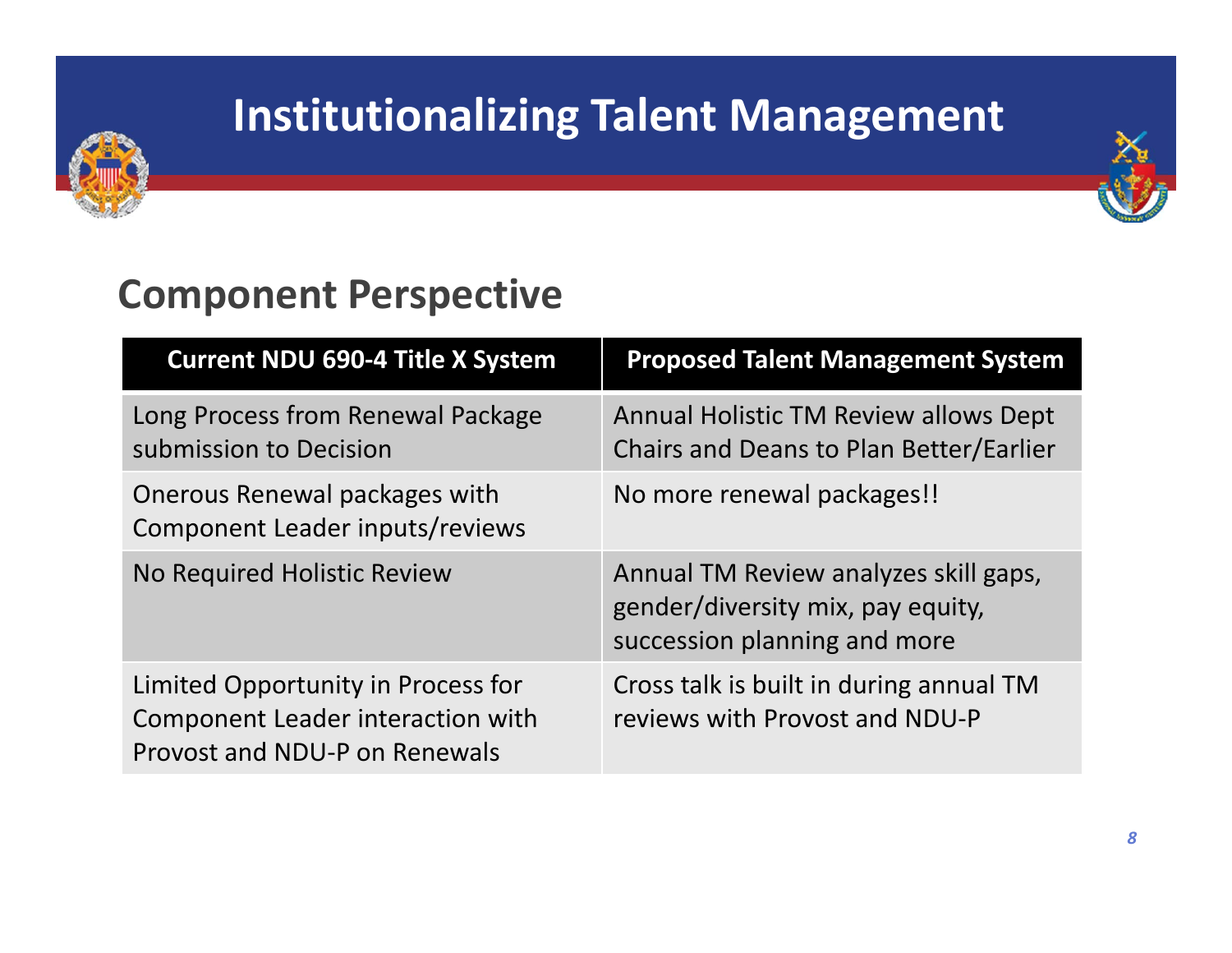# Institutionalizing Talent Management

## Component Perspective

| Current NDU 690-4 Title X System | Proposed Talent Management System |
|---|---|
| Long Process from Renewal Package submission to Decision | Annual Holistic TM Review allows Dept Chairs and Deans to Plan Better/Earlier |
| Onerous Renewal packages with Component Leader inputs/reviews | No more renewal packages!! |
| No Required Holistic Review | Annual TM Review analyzes skill gaps, gender/diversity mix, pay equity, succession planning and more |
| Limited Opportunity in Process for Component Leader interaction with Provost and NDU-P on Renewals | Cross talk is built in during annual TM reviews with Provost and NDU-P |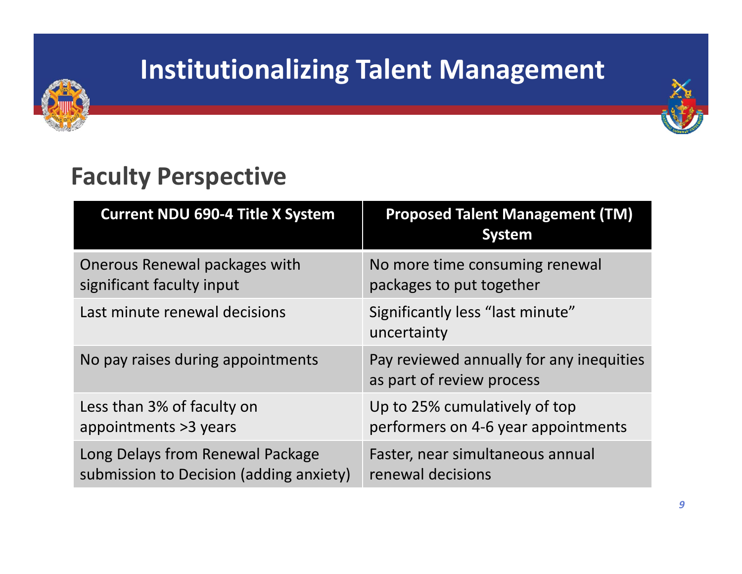# Institutionalizing Talent Management

## Faculty Perspective

| Current NDU 690-4 Title X System | Proposed Talent Management (TM) System |
| --- | --- |
| Onerous Renewal packages with significant faculty input | No more time consuming renewal packages to put together |
| Last minute renewal decisions | Significantly less "last minute" uncertainty |
| No pay raises during appointments | Pay reviewed annually for any inequities as part of review process |
| Less than 3% of faculty on appointments >3 years | Up to 25% cumulatively of top performers on 4-6 year appointments |
| Long Delays from Renewal Package submission to Decision (adding anxiety) | Faster, near simultaneous annual renewal decisions |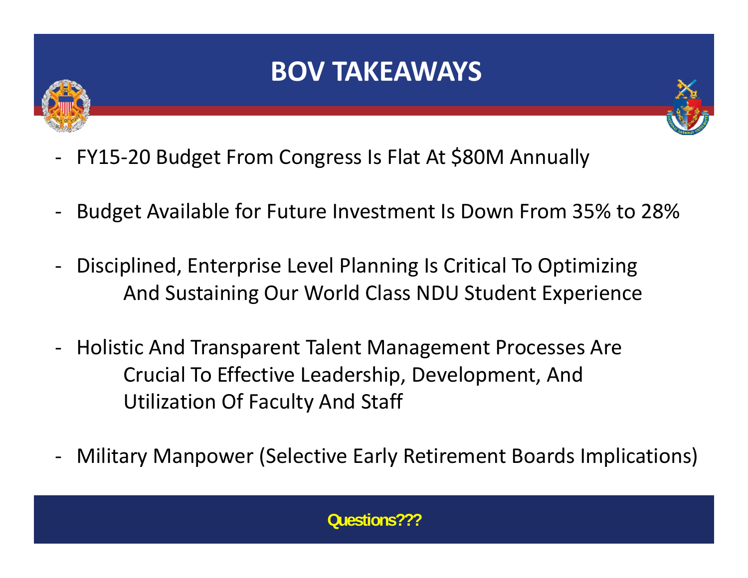# BOV TAKEAWAYS

- FY15-20 Budget From Congress Is Flat At $80M Annually
- Budget Available for Future Investment Is Down From 35% to 28%
- Disciplined, Enterprise Level Planning Is Critical To Optimizing And Sustaining Our World Class NDU Student Experience
- Holistic And Transparent Talent Management Processes Are Crucial To Effective Leadership, Development, And Utilization Of Faculty And Staff
- Military Manpower (Selective Early Retirement Boards Implications)

**Questions???**